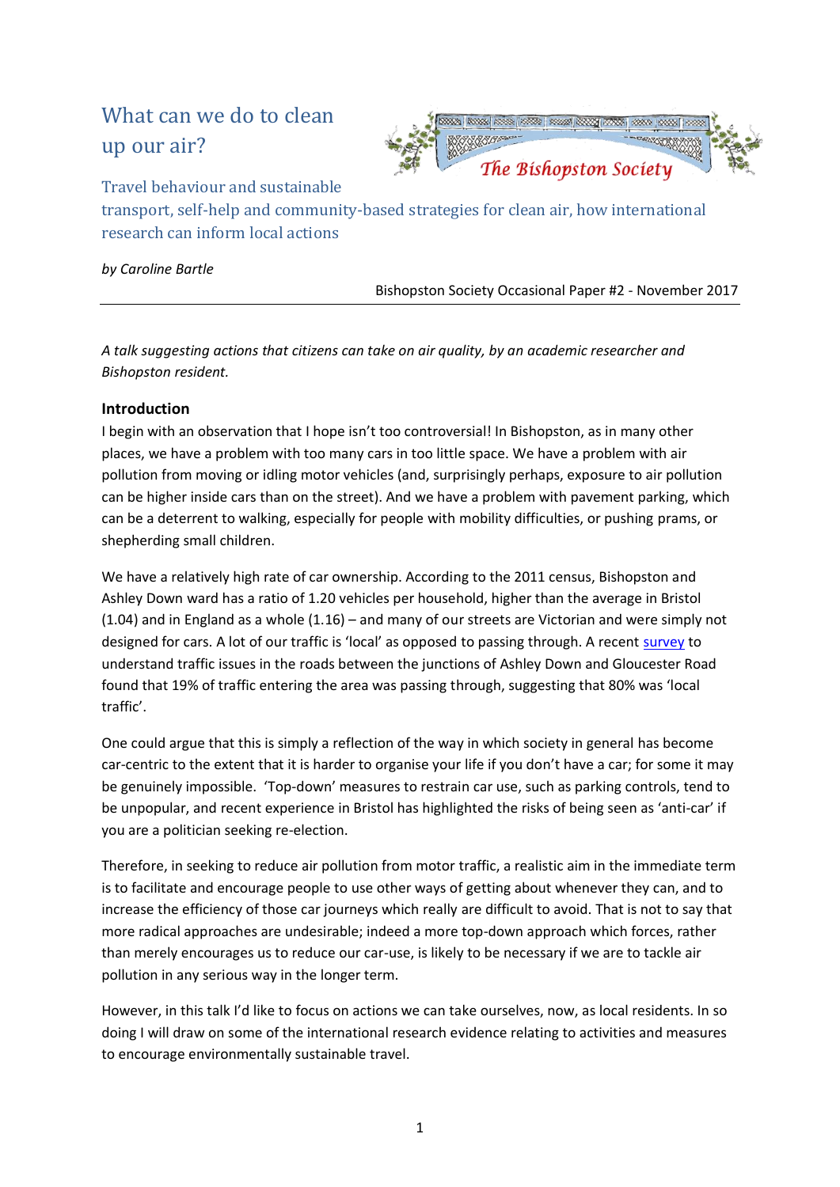# What can we do to clean up our air?

## Travel behaviour and sustainable transport, self-help and community-based strategies for clean air, how international research can inform local actions

*by Caroline Bartle*

Bishopston Society Occasional Paper #2 - November 2017

---

*A talk suggesting actions that citizens can take on air quality, by an academic researcher and Bishopston resident.*

### Introduction

I begin with an observation that I hope isn't too controversial! In Bishopston, as in many other places, we have a problem with too many cars in too little space. We have a problem with air pollution from moving or idling motor vehicles (and, surprisingly perhaps, exposure to air pollution can be higher inside cars than on the street). And we have a problem with pavement parking, which can be a deterrent to walking, especially for people with mobility difficulties, or pushing prams, or shepherding small children.

We have a relatively high rate of car ownership. According to the 2011 census, Bishopston and Ashley Down ward has a ratio of 1.20 vehicles per household, higher than the average in Bristol (1.04) and in England as a whole (1.16) – and many of our streets are Victorian and were simply not designed for cars. A lot of our traffic is 'local' as opposed to passing through. A recent survey to understand traffic issues in the roads between the junctions of Ashley Down and Gloucester Road found that 19% of traffic entering the area was passing through, suggesting that 80% was 'local traffic'.

One could argue that this is simply a reflection of the way in which society in general has become car-centric to the extent that it is harder to organise your life if you don't have a car; for some it may be genuinely impossible. 'Top-down' measures to restrain car use, such as parking controls, tend to be unpopular, and recent experience in Bristol has highlighted the risks of being seen as 'anti-car' if you are a politician seeking re-election.

Therefore, in seeking to reduce air pollution from motor traffic, a realistic aim in the immediate term is to facilitate and encourage people to use other ways of getting about whenever they can, and to increase the efficiency of those car journeys which really are difficult to avoid. That is not to say that more radical approaches are undesirable; indeed a more top-down approach which forces, rather than merely encourages us to reduce our car-use, is likely to be necessary if we are to tackle air pollution in any serious way in the longer term.

However, in this talk I'd like to focus on actions we can take ourselves, now, as local residents. In so doing I will draw on some of the international research evidence relating to activities and measures to encourage environmentally sustainable travel.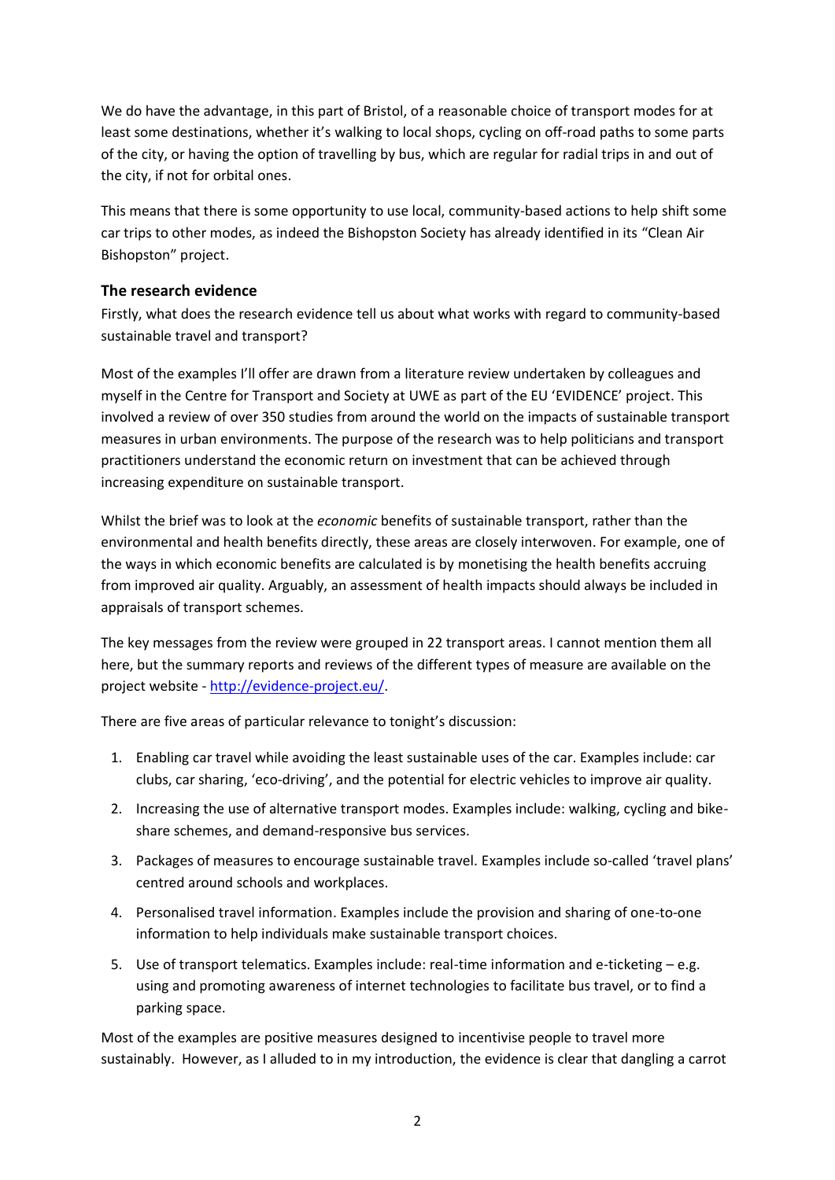We do have the advantage, in this part of Bristol, of a reasonable choice of transport modes for at least some destinations, whether it's walking to local shops, cycling on off-road paths to some parts of the city, or having the option of travelling by bus, which are regular for radial trips in and out of the city, if not for orbital ones.

This means that there is some opportunity to use local, community-based actions to help shift some car trips to other modes, as indeed the Bishopston Society has already identified in its "Clean Air Bishopston" project.

### The research evidence

Firstly, what does the research evidence tell us about what works with regard to community-based sustainable travel and transport?

Most of the examples I'll offer are drawn from a literature review undertaken by colleagues and myself in the Centre for Transport and Society at UWE as part of the EU 'EVIDENCE' project. This involved a review of over 350 studies from around the world on the impacts of sustainable transport measures in urban environments. The purpose of the research was to help politicians and transport practitioners understand the economic return on investment that can be achieved through increasing expenditure on sustainable transport.

Whilst the brief was to look at the *economic* benefits of sustainable transport, rather than the environmental and health benefits directly, these areas are closely interwoven. For example, one of the ways in which economic benefits are calculated is by monetising the health benefits accruing from improved air quality. Arguably, an assessment of health impacts should always be included in appraisals of transport schemes.

The key messages from the review were grouped in 22 transport areas. I cannot mention them all here, but the summary reports and reviews of the different types of measure are available on the project website - [http://evidence-project.eu/](http://evidence-project.eu/).

There are five areas of particular relevance to tonight's discussion:

1. Enabling car travel while avoiding the least sustainable uses of the car. Examples include: car clubs, car sharing, 'eco-driving', and the potential for electric vehicles to improve air quality.
2. Increasing the use of alternative transport modes. Examples include: walking, cycling and bike-share schemes, and demand-responsive bus services.
3. Packages of measures to encourage sustainable travel. Examples include so-called 'travel plans' centred around schools and workplaces.
4. Personalised travel information. Examples include the provision and sharing of one-to-one information to help individuals make sustainable transport choices.
5. Use of transport telematics. Examples include: real-time information and e-ticketing – e.g. using and promoting awareness of internet technologies to facilitate bus travel, or to find a parking space.

Most of the examples are positive measures designed to incentivise people to travel more sustainably. However, as I alluded to in my introduction, the evidence is clear that dangling a carrot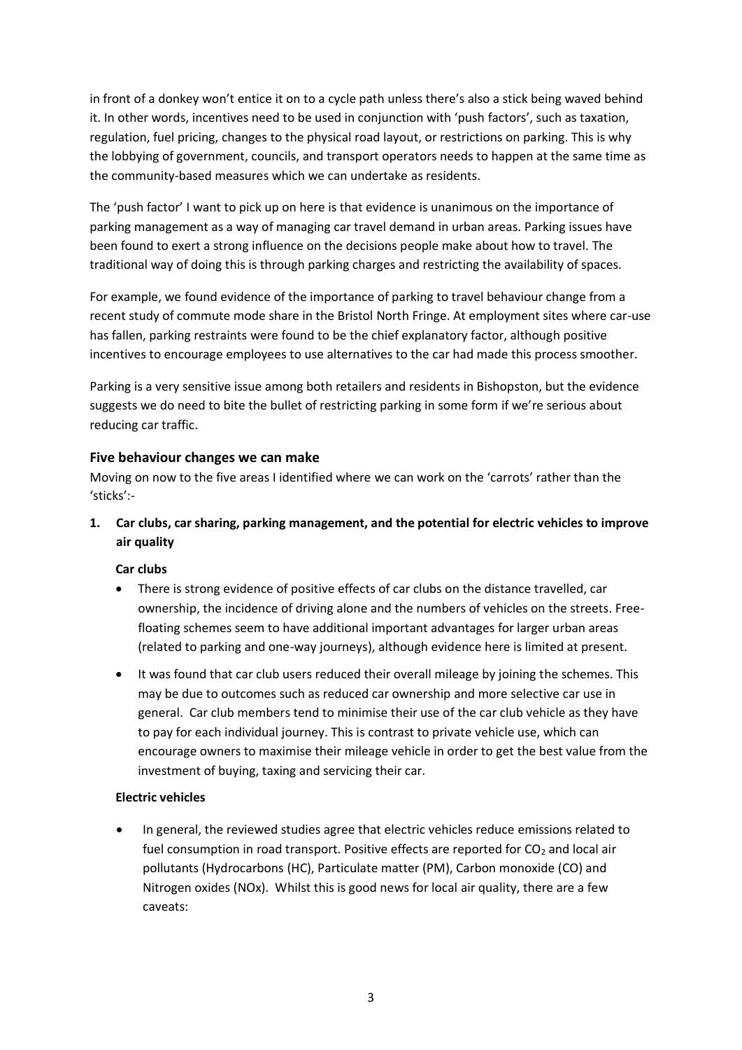in front of a donkey won't entice it on to a cycle path unless there's also a stick being waved behind it. In other words, incentives need to be used in conjunction with 'push factors', such as taxation, regulation, fuel pricing, changes to the physical road layout, or restrictions on parking. This is why the lobbying of government, councils, and transport operators needs to happen at the same time as the community-based measures which we can undertake as residents.

The 'push factor' I want to pick up on here is that evidence is unanimous on the importance of parking management as a way of managing car travel demand in urban areas. Parking issues have been found to exert a strong influence on the decisions people make about how to travel. The traditional way of doing this is through parking charges and restricting the availability of spaces.

For example, we found evidence of the importance of parking to travel behaviour change from a recent study of commute mode share in the Bristol North Fringe. At employment sites where car-use has fallen, parking restraints were found to be the chief explanatory factor, although positive incentives to encourage employees to use alternatives to the car had made this process smoother.

Parking is a very sensitive issue among both retailers and residents in Bishopston, but the evidence suggests we do need to bite the bullet of restricting parking in some form if we're serious about reducing car traffic.

### Five behaviour changes we can make

Moving on now to the five areas I identified where we can work on the 'carrots' rather than the 'sticks':-

**1. Car clubs, car sharing, parking management, and the potential for electric vehicles to improve air quality**

**Car clubs**

- There is strong evidence of positive effects of car clubs on the distance travelled, car ownership, the incidence of driving alone and the numbers of vehicles on the streets. Free-floating schemes seem to have additional important advantages for larger urban areas (related to parking and one-way journeys), although evidence here is limited at present.
- It was found that car club users reduced their overall mileage by joining the schemes. This may be due to outcomes such as reduced car ownership and more selective car use in general. Car club members tend to minimise their use of the car club vehicle as they have to pay for each individual journey. This is contrast to private vehicle use, which can encourage owners to maximise their mileage vehicle in order to get the best value from the investment of buying, taxing and servicing their car.

**Electric vehicles**

- In general, the reviewed studies agree that electric vehicles reduce emissions related to fuel consumption in road transport. Positive effects are reported for $CO_2$ and local air pollutants (Hydrocarbons (HC), Particulate matter (PM), Carbon monoxide (CO) and Nitrogen oxides (NOx). Whilst this is good news for local air quality, there are a few caveats: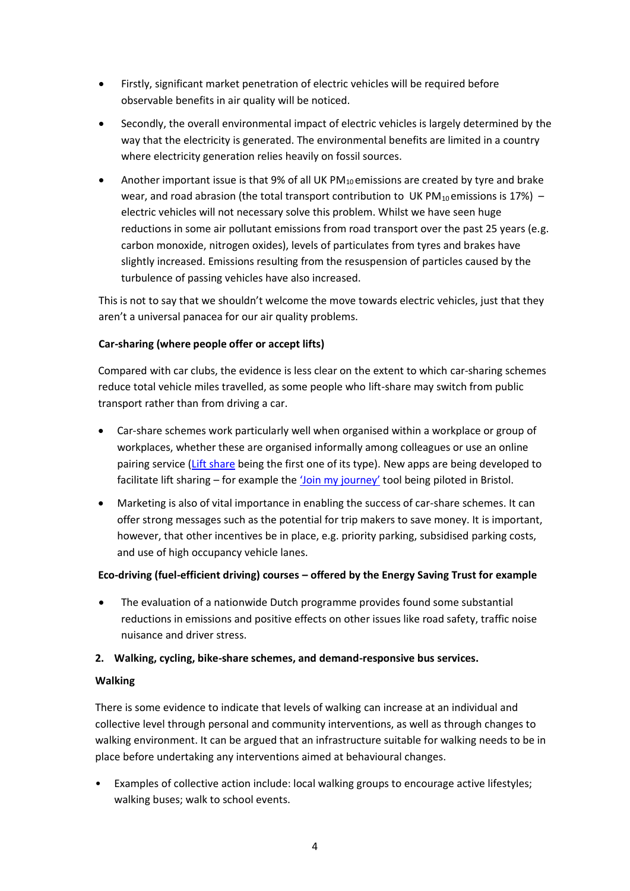- Firstly, significant market penetration of electric vehicles will be required before observable benefits in air quality will be noticed.
- Secondly, the overall environmental impact of electric vehicles is largely determined by the way that the electricity is generated. The environmental benefits are limited in a country where electricity generation relies heavily on fossil sources.
- Another important issue is that 9% of all UK $PM_{10}$ emissions are created by tyre and brake wear, and road abrasion (the total transport contribution to UK $PM_{10}$ emissions is 17%) – electric vehicles will not necessary solve this problem. Whilst we have seen huge reductions in some air pollutant emissions from road transport over the past 25 years (e.g. carbon monoxide, nitrogen oxides), levels of particulates from tyres and brakes have slightly increased. Emissions resulting from the resuspension of particles caused by the turbulence of passing vehicles have also increased.

This is not to say that we shouldn't welcome the move towards electric vehicles, just that they aren't a universal panacea for our air quality problems.

**Car-sharing (where people offer or accept lifts)**

Compared with car clubs, the evidence is less clear on the extent to which car-sharing schemes reduce total vehicle miles travelled, as some people who lift-share may switch from public transport rather than from driving a car.

- Car-share schemes work particularly well when organised within a workplace or group of workplaces, whether these are organised informally among colleagues or use an online pairing service (Lift share being the first one of its type). New apps are being developed to facilitate lift sharing – for example the 'Join my journey' tool being piloted in Bristol.
- Marketing is also of vital importance in enabling the success of car-share schemes. It can offer strong messages such as the potential for trip makers to save money. It is important, however, that other incentives be in place, e.g. priority parking, subsidised parking costs, and use of high occupancy vehicle lanes.

**Eco-driving (fuel-efficient driving) courses – offered by the Energy Saving Trust for example**

- The evaluation of a nationwide Dutch programme provides found some substantial reductions in emissions and positive effects on other issues like road safety, traffic noise nuisance and driver stress.

**2. Walking, cycling, bike-share schemes, and demand-responsive bus services.**

**Walking**

There is some evidence to indicate that levels of walking can increase at an individual and collective level through personal and community interventions, as well as through changes to walking environment. It can be argued that an infrastructure suitable for walking needs to be in place before undertaking any interventions aimed at behavioural changes.

- Examples of collective action include: local walking groups to encourage active lifestyles; walking buses; walk to school events.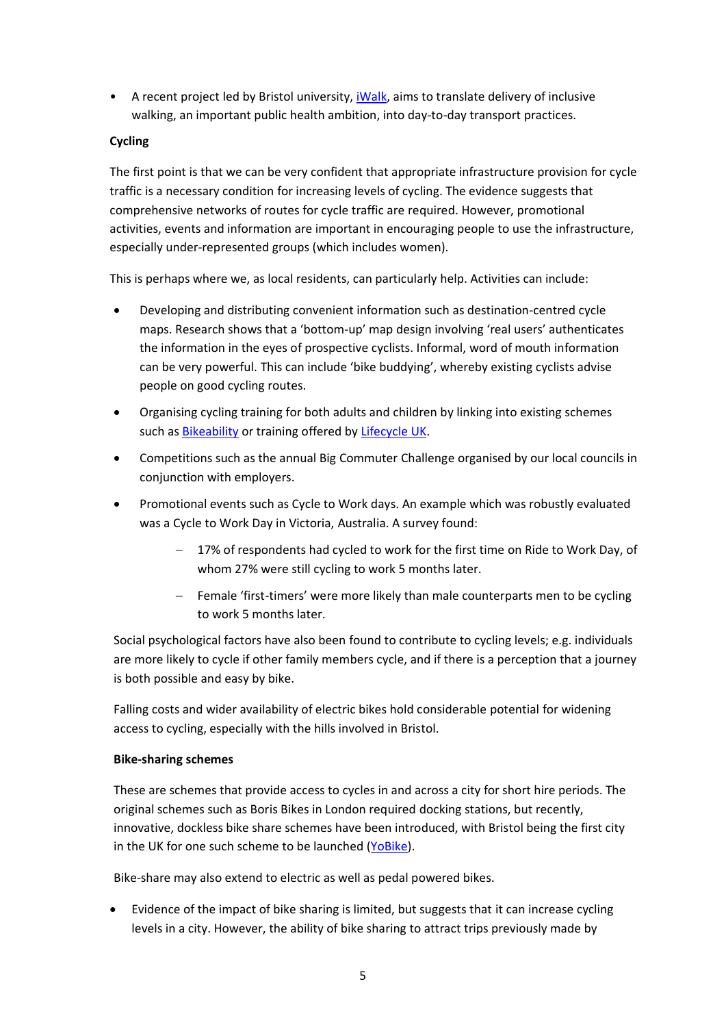- A recent project led by Bristol university, iWalk, aims to translate delivery of inclusive walking, an important public health ambition, into day-to-day transport practices.

**Cycling**

The first point is that we can be very confident that appropriate infrastructure provision for cycle traffic is a necessary condition for increasing levels of cycling. The evidence suggests that comprehensive networks of routes for cycle traffic are required. However, promotional activities, events and information are important in encouraging people to use the infrastructure, especially under-represented groups (which includes women).

This is perhaps where we, as local residents, can particularly help. Activities can include:

- Developing and distributing convenient information such as destination-centred cycle maps. Research shows that a 'bottom-up' map design involving 'real users' authenticates the information in the eyes of prospective cyclists. Informal, word of mouth information can be very powerful. This can include 'bike buddying', whereby existing cyclists advise people on good cycling routes.
- Organising cycling training for both adults and children by linking into existing schemes such as Bikeability or training offered by Lifecycle UK.
- Competitions such as the annual Big Commuter Challenge organised by our local councils in conjunction with employers.
- Promotional events such as Cycle to Work days. An example which was robustly evaluated was a Cycle to Work Day in Victoria, Australia. A survey found:
  - 17% of respondents had cycled to work for the first time on Ride to Work Day, of whom 27% were still cycling to work 5 months later.
  - Female 'first-timers' were more likely than male counterparts men to be cycling to work 5 months later.

Social psychological factors have also been found to contribute to cycling levels; e.g. individuals are more likely to cycle if other family members cycle, and if there is a perception that a journey is both possible and easy by bike.

Falling costs and wider availability of electric bikes hold considerable potential for widening access to cycling, especially with the hills involved in Bristol.

**Bike-sharing schemes**

These are schemes that provide access to cycles in and across a city for short hire periods. The original schemes such as Boris Bikes in London required docking stations, but recently, innovative, dockless bike share schemes have been introduced, with Bristol being the first city in the UK for one such scheme to be launched (YoBike).

Bike-share may also extend to electric as well as pedal powered bikes.

- Evidence of the impact of bike sharing is limited, but suggests that it can increase cycling levels in a city. However, the ability of bike sharing to attract trips previously made by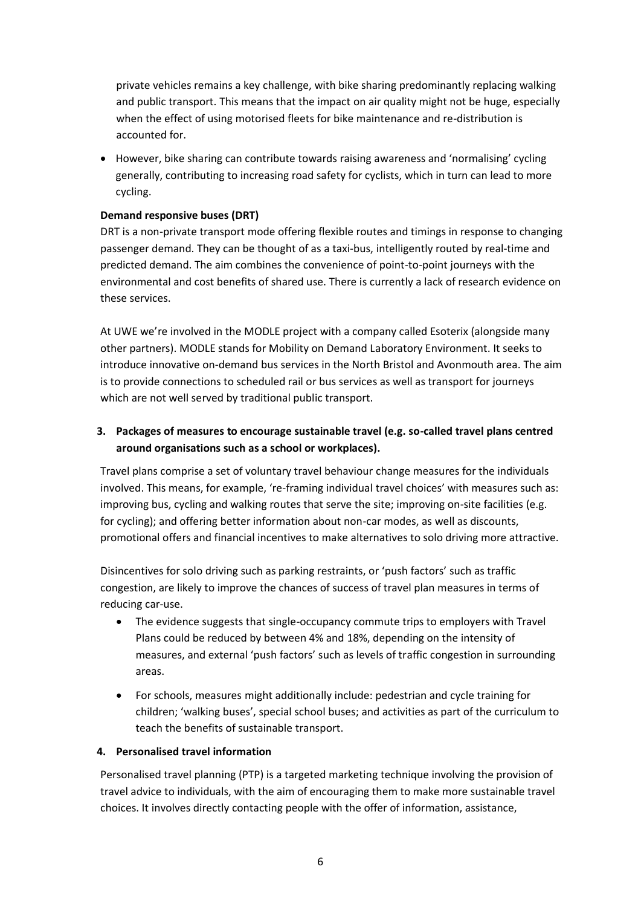private vehicles remains a key challenge, with bike sharing predominantly replacing walking and public transport. This means that the impact on air quality might not be huge, especially when the effect of using motorised fleets for bike maintenance and re-distribution is accounted for.

- However, bike sharing can contribute towards raising awareness and 'normalising' cycling generally, contributing to increasing road safety for cyclists, which in turn can lead to more cycling.

**Demand responsive buses (DRT)**

DRT is a non-private transport mode offering flexible routes and timings in response to changing passenger demand. They can be thought of as a taxi-bus, intelligently routed by real-time and predicted demand. The aim combines the convenience of point-to-point journeys with the environmental and cost benefits of shared use. There is currently a lack of research evidence on these services.

At UWE we're involved in the MODLE project with a company called Esoterix (alongside many other partners). MODLE stands for Mobility on Demand Laboratory Environment. It seeks to introduce innovative on-demand bus services in the North Bristol and Avonmouth area. The aim is to provide connections to scheduled rail or bus services as well as transport for journeys which are not well served by traditional public transport.

3. **Packages of measures to encourage sustainable travel (e.g. so-called travel plans centred around organisations such as a school or workplaces).**

Travel plans comprise a set of voluntary travel behaviour change measures for the individuals involved. This means, for example, 're-framing individual travel choices' with measures such as: improving bus, cycling and walking routes that serve the site; improving on-site facilities (e.g. for cycling); and offering better information about non-car modes, as well as discounts, promotional offers and financial incentives to make alternatives to solo driving more attractive.

Disincentives for solo driving such as parking restraints, or 'push factors' such as traffic congestion, are likely to improve the chances of success of travel plan measures in terms of reducing car-use.

- The evidence suggests that single-occupancy commute trips to employers with Travel Plans could be reduced by between 4% and 18%, depending on the intensity of measures, and external 'push factors' such as levels of traffic congestion in surrounding areas.
- For schools, measures might additionally include: pedestrian and cycle training for children; 'walking buses', special school buses; and activities as part of the curriculum to teach the benefits of sustainable transport.

4. **Personalised travel information**

Personalised travel planning (PTP) is a targeted marketing technique involving the provision of travel advice to individuals, with the aim of encouraging them to make more sustainable travel choices. It involves directly contacting people with the offer of information, assistance,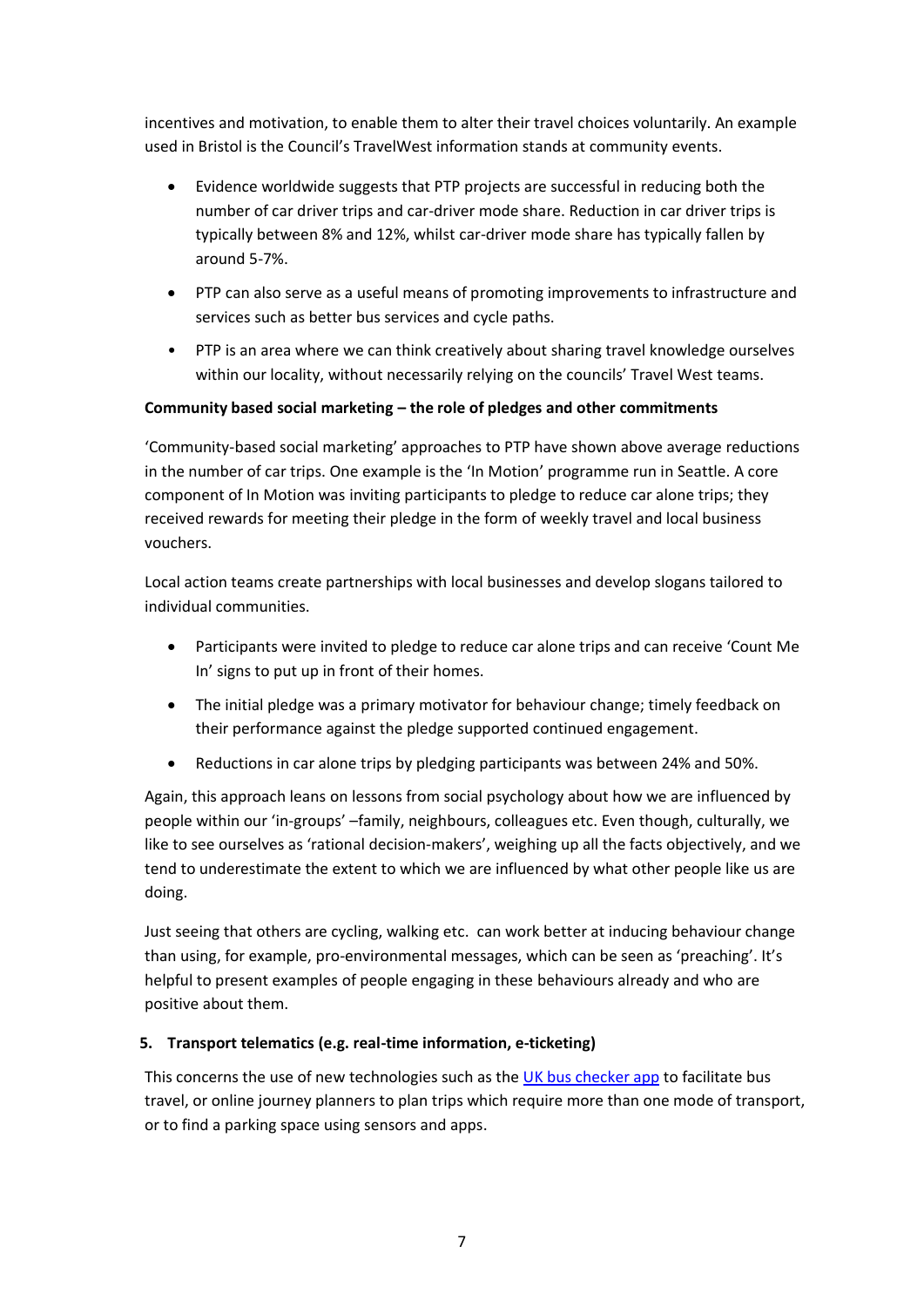incentives and motivation, to enable them to alter their travel choices voluntarily. An example used in Bristol is the Council's TravelWest information stands at community events.

- Evidence worldwide suggests that PTP projects are successful in reducing both the number of car driver trips and car-driver mode share. Reduction in car driver trips is typically between 8% and 12%, whilst car-driver mode share has typically fallen by around 5-7%.
- PTP can also serve as a useful means of promoting improvements to infrastructure and services such as better bus services and cycle paths.
- PTP is an area where we can think creatively about sharing travel knowledge ourselves within our locality, without necessarily relying on the councils' Travel West teams.

**Community based social marketing – the role of pledges and other commitments**

'Community-based social marketing' approaches to PTP have shown above average reductions in the number of car trips. One example is the 'In Motion' programme run in Seattle. A core component of In Motion was inviting participants to pledge to reduce car alone trips; they received rewards for meeting their pledge in the form of weekly travel and local business vouchers.

Local action teams create partnerships with local businesses and develop slogans tailored to individual communities.

- Participants were invited to pledge to reduce car alone trips and can receive 'Count Me In' signs to put up in front of their homes.
- The initial pledge was a primary motivator for behaviour change; timely feedback on their performance against the pledge supported continued engagement.
- Reductions in car alone trips by pledging participants was between 24% and 50%.

Again, this approach leans on lessons from social psychology about how we are influenced by people within our 'in-groups' –family, neighbours, colleagues etc. Even though, culturally, we like to see ourselves as 'rational decision-makers', weighing up all the facts objectively, and we tend to underestimate the extent to which we are influenced by what other people like us are doing.

Just seeing that others are cycling, walking etc. can work better at inducing behaviour change than using, for example, pro-environmental messages, which can be seen as 'preaching'. It's helpful to present examples of people engaging in these behaviours already and who are positive about them.

**5. Transport telematics (e.g. real-time information, e-ticketing)**

This concerns the use of new technologies such as the UK bus checker app to facilitate bus travel, or online journey planners to plan trips which require more than one mode of transport, or to find a parking space using sensors and apps.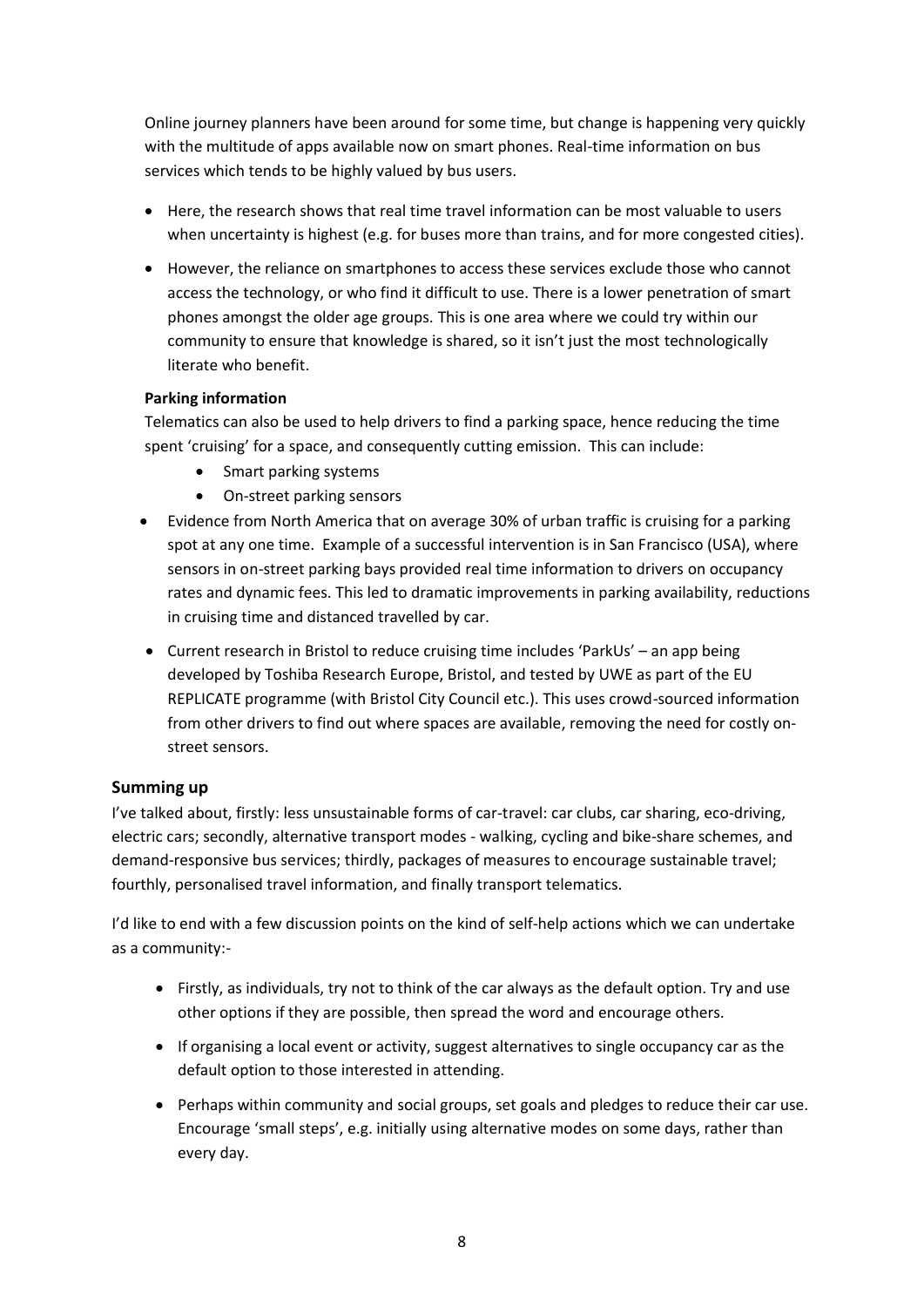Online journey planners have been around for some time, but change is happening very quickly with the multitude of apps available now on smart phones. Real-time information on bus services which tends to be highly valued by bus users.

- Here, the research shows that real time travel information can be most valuable to users when uncertainty is highest (e.g. for buses more than trains, and for more congested cities).
- However, the reliance on smartphones to access these services exclude those who cannot access the technology, or who find it difficult to use. There is a lower penetration of smart phones amongst the older age groups. This is one area where we could try within our community to ensure that knowledge is shared, so it isn't just the most technologically literate who benefit.

**Parking information**

Telematics can also be used to help drivers to find a parking space, hence reducing the time spent 'cruising' for a space, and consequently cutting emission. This can include:

- Smart parking systems
- On-street parking sensors

- Evidence from North America that on average 30% of urban traffic is cruising for a parking spot at any one time. Example of a successful intervention is in San Francisco (USA), where sensors in on-street parking bays provided real time information to drivers on occupancy rates and dynamic fees. This led to dramatic improvements in parking availability, reductions in cruising time and distanced travelled by car.
- Current research in Bristol to reduce cruising time includes 'ParkUs' – an app being developed by Toshiba Research Europe, Bristol, and tested by UWE as part of the EU REPLICATE programme (with Bristol City Council etc.). This uses crowd-sourced information from other drivers to find out where spaces are available, removing the need for costly on-street sensors.

## Summing up

I've talked about, firstly: less unsustainable forms of car-travel: car clubs, car sharing, eco-driving, electric cars; secondly, alternative transport modes - walking, cycling and bike-share schemes, and demand-responsive bus services; thirdly, packages of measures to encourage sustainable travel; fourthly, personalised travel information, and finally transport telematics.

I'd like to end with a few discussion points on the kind of self-help actions which we can undertake as a community:-

- Firstly, as individuals, try not to think of the car always as the default option. Try and use other options if they are possible, then spread the word and encourage others.
- If organising a local event or activity, suggest alternatives to single occupancy car as the default option to those interested in attending.
- Perhaps within community and social groups, set goals and pledges to reduce their car use. Encourage 'small steps', e.g. initially using alternative modes on some days, rather than every day.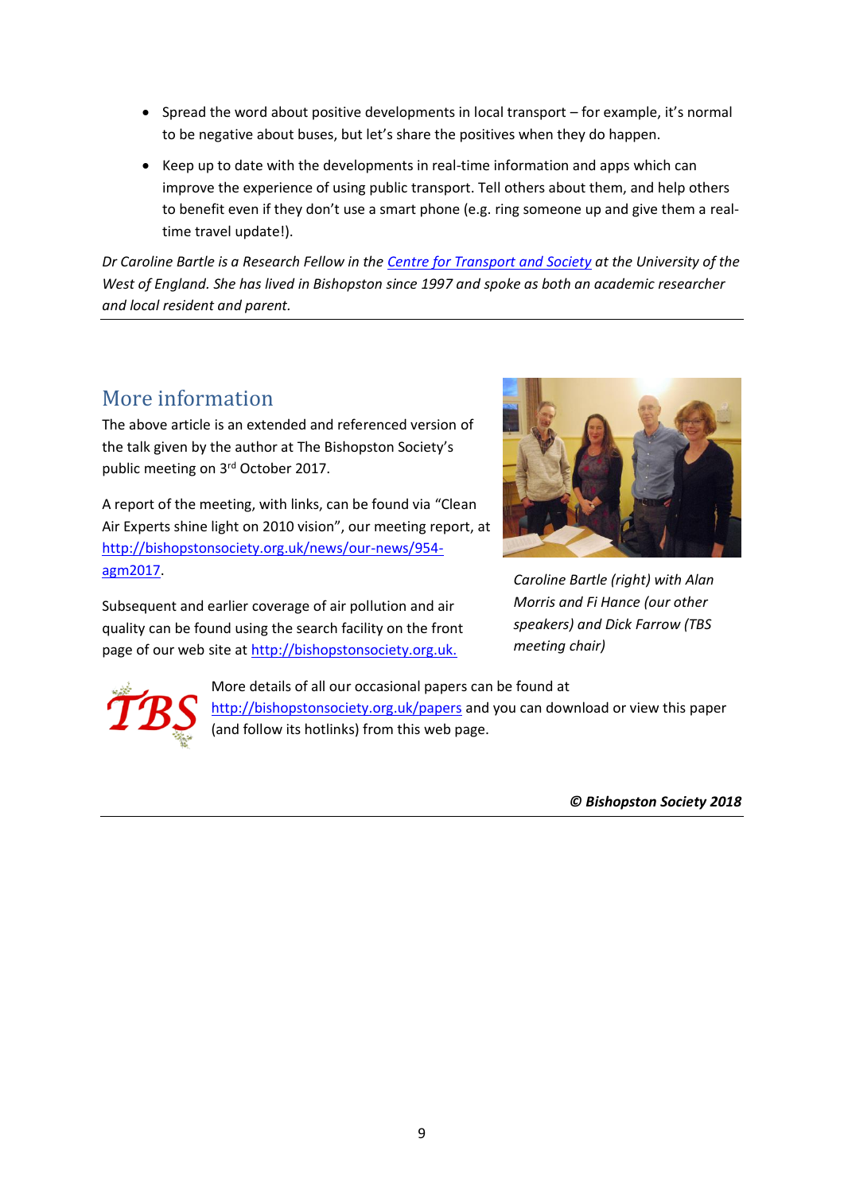- Spread the word about positive developments in local transport – for example, it's normal to be negative about buses, but let's share the positives when they do happen.
- Keep up to date with the developments in real-time information and apps which can improve the experience of using public transport. Tell others about them, and help others to benefit even if they don't use a smart phone (e.g. ring someone up and give them a real-time travel update!).

*Dr Caroline Bartle is a Research Fellow in the [Centre for Transport and Society] at the University of the West of England. She has lived in Bishopston since 1997 and spoke as both an academic researcher and local resident and parent.*

## More information

The above article is an extended and referenced version of the talk given by the author at The Bishopston Society's public meeting on 3rd October 2017.

A report of the meeting, with links, can be found via "Clean Air Experts shine light on 2010 vision", our meeting report, at http://bishopstonsociety.org.uk/news/our-news/954-agm2017.

Subsequent and earlier coverage of air pollution and air quality can be found using the search facility on the front page of our web site at http://bishopstonsociety.org.uk.

*Caroline Bartle (right) with Alan Morris and Fi Hance (our other speakers) and Dick Farrow (TBS meeting chair)*

More details of all our occasional papers can be found at http://bishopstonsociety.org.uk/papers and you can download or view this paper (and follow its hotlinks) from this web page.

***© Bishopston Society 2018***